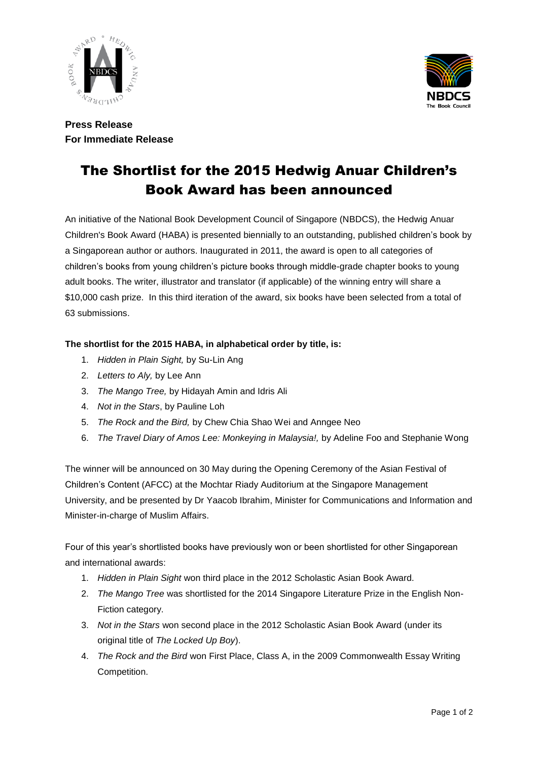**Press Release**
**For Immediate Release**

# The Shortlist for the 2015 Hedwig Anuar Children's Book Award has been announced

An initiative of the National Book Development Council of Singapore (NBDCS), the Hedwig Anuar Children's Book Award (HABA) is presented biennially to an outstanding, published children's book by a Singaporean author or authors. Inaugurated in 2011, the award is open to all categories of children's books from young children's picture books through middle-grade chapter books to young adult books. The writer, illustrator and translator (if applicable) of the winning entry will share a $10,000 cash prize. In this third iteration of the award, six books have been selected from a total of 63 submissions.

**The shortlist for the 2015 HABA, in alphabetical order by title, is:**

1. *Hidden in Plain Sight,* by Su-Lin Ang
2. *Letters to Aly,* by Lee Ann
3. *The Mango Tree,* by Hidayah Amin and Idris Ali
4. *Not in the Stars*, by Pauline Loh
5. *The Rock and the Bird,* by Chew Chia Shao Wei and Anngee Neo
6. *The Travel Diary of Amos Lee: Monkeying in Malaysia!,* by Adeline Foo and Stephanie Wong

The winner will be announced on 30 May during the Opening Ceremony of the Asian Festival of Children's Content (AFCC) at the Mochtar Riady Auditorium at the Singapore Management University, and be presented by Dr Yaacob Ibrahim, Minister for Communications and Information and Minister-in-charge of Muslim Affairs.

Four of this year's shortlisted books have previously won or been shortlisted for other Singaporean and international awards:

1. *Hidden in Plain Sight* won third place in the 2012 Scholastic Asian Book Award.
2. *The Mango Tree* was shortlisted for the 2014 Singapore Literature Prize in the English Non-Fiction category.
3. *Not in the Stars* won second place in the 2012 Scholastic Asian Book Award (under its original title of *The Locked Up Boy*).
4. *The Rock and the Bird* won First Place, Class A, in the 2009 Commonwealth Essay Writing Competition.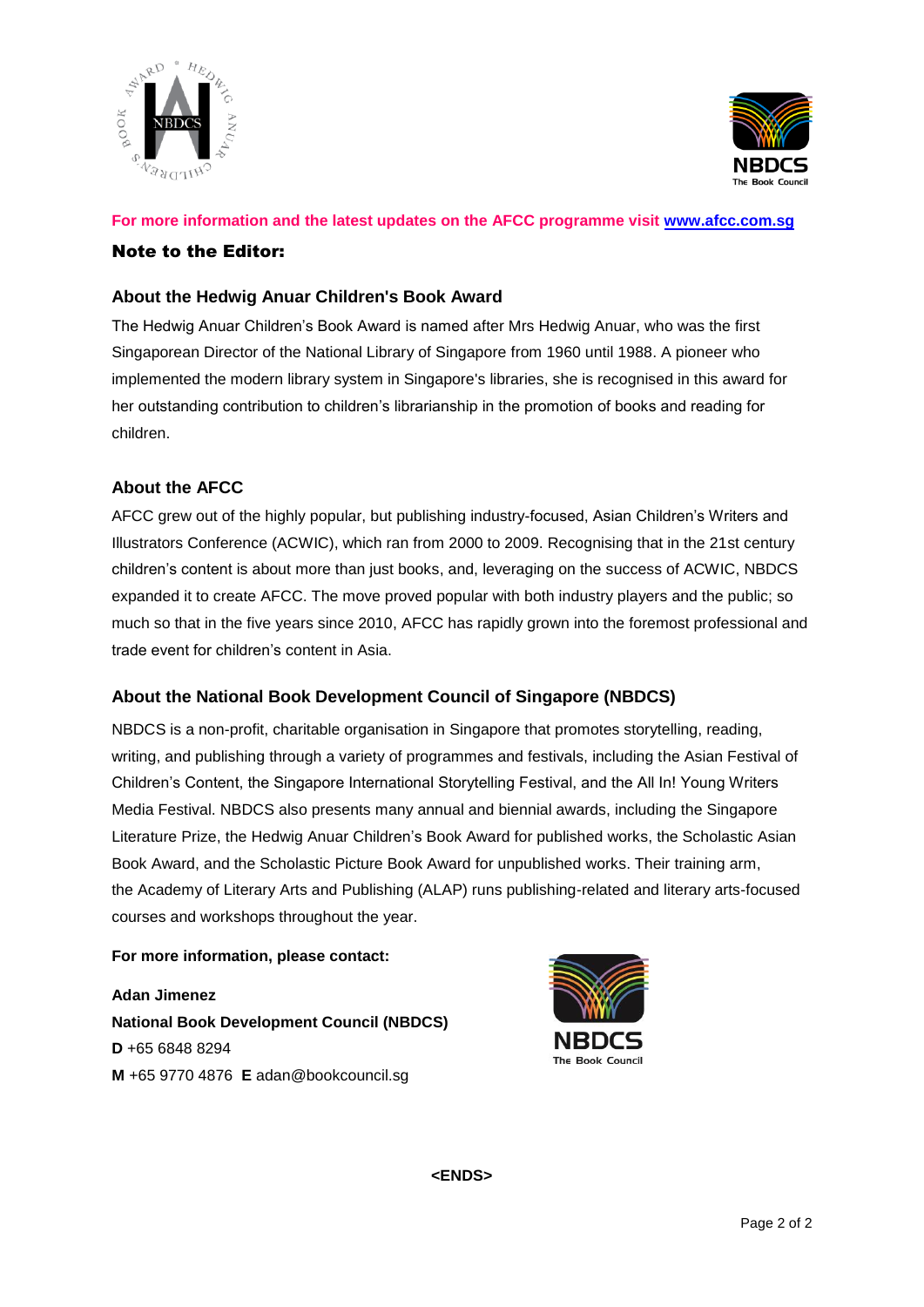**For more information and the latest updates on the AFCC programme visit [www.afcc.com.sg](http://www.afcc.com.sg)**

## Note to the Editor:

### About the Hedwig Anuar Children's Book Award

The Hedwig Anuar Children's Book Award is named after Mrs Hedwig Anuar, who was the first Singaporean Director of the National Library of Singapore from 1960 until 1988. A pioneer who implemented the modern library system in Singapore's libraries, she is recognised in this award for her outstanding contribution to children's librarianship in the promotion of books and reading for children.

### About the AFCC

AFCC grew out of the highly popular, but publishing industry-focused, Asian Children's Writers and Illustrators Conference (ACWIC), which ran from 2000 to 2009. Recognising that in the 21st century children's content is about more than just books, and, leveraging on the success of ACWIC, NBDCS expanded it to create AFCC. The move proved popular with both industry players and the public; so much so that in the five years since 2010, AFCC has rapidly grown into the foremost professional and trade event for children's content in Asia.

### About the National Book Development Council of Singapore (NBDCS)

NBDCS is a non-profit, charitable organisation in Singapore that promotes storytelling, reading, writing, and publishing through a variety of programmes and festivals, including the Asian Festival of Children's Content, the Singapore International Storytelling Festival, and the All In! Young Writers Media Festival. NBDCS also presents many annual and biennial awards, including the Singapore Literature Prize, the Hedwig Anuar Children's Book Award for published works, the Scholastic Asian Book Award, and the Scholastic Picture Book Award for unpublished works. Their training arm, the Academy of Literary Arts and Publishing (ALAP) runs publishing-related and literary arts-focused courses and workshops throughout the year.

**For more information, please contact:**

**Adan Jimenez**
**National Book Development Council (NBDCS)**
**D** +65 6848 8294
**M** +65 9770 4876 **E** adan@bookcouncil.sg

**<ENDS>**